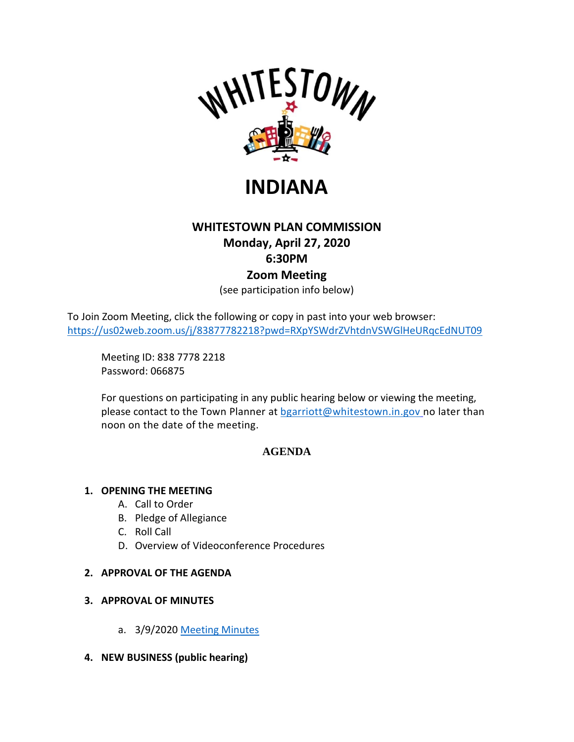# WHITESTOWN

# INDIANA

## WHITESTOWN PLAN COMMISSION
**Monday, April 27, 2020**
**6:30PM**
**Zoom Meeting**
(see participation info below)

To Join Zoom Meeting, click the following or copy in past into your web browser:
https://us02web.zoom.us/j/83877782218?pwd=RXpYSWdrZVhtdnVSWGlHeURqcEdNUT09

Meeting ID: 838 7778 2218
Password: 066875

For questions on participating in any public hearing below or viewing the meeting, please contact to the Town Planner at bgarriott@whitestown.in.gov no later than noon on the date of the meeting.

## AGENDA

1. **OPENING THE MEETING**
   - A. Call to Order
   - B. Pledge of Allegiance
   - C. Roll Call
   - D. Overview of Videoconference Procedures

2. **APPROVAL OF THE AGENDA**

3. **APPROVAL OF MINUTES**
   - a. 3/9/2020 Meeting Minutes

4. **NEW BUSINESS (public hearing)**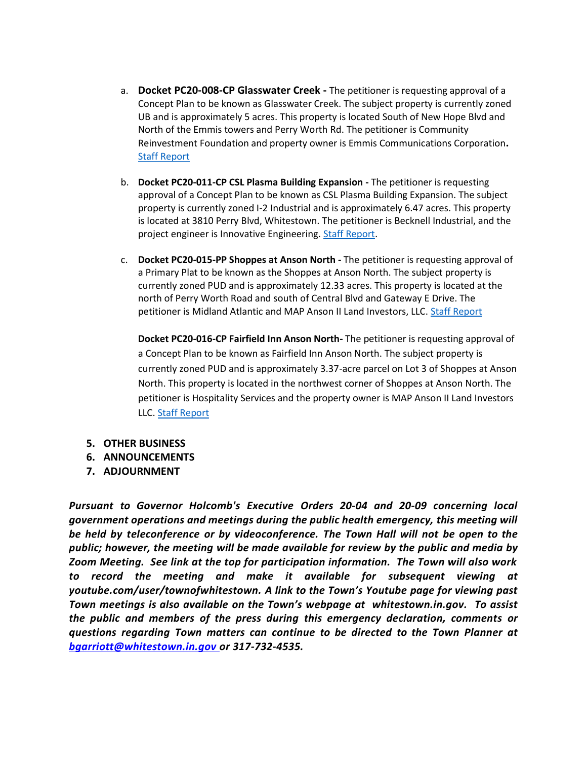a. **Docket PC20-008-CP Glasswater Creek -** The petitioner is requesting approval of a Concept Plan to be known as Glasswater Creek. The subject property is currently zoned UB and is approximately 5 acres. This property is located South of New Hope Blvd and North of the Emmis towers and Perry Worth Rd. The petitioner is Community Reinvestment Foundation and property owner is Emmis Communications Corporation**.** Staff Report

b. **Docket PC20-011-CP CSL Plasma Building Expansion -** The petitioner is requesting approval of a Concept Plan to be known as CSL Plasma Building Expansion. The subject property is currently zoned I-2 Industrial and is approximately 6.47 acres. This property is located at 3810 Perry Blvd, Whitestown. The petitioner is Becknell Industrial, and the project engineer is Innovative Engineering. Staff Report.

c. **Docket PC20-015-PP Shoppes at Anson North -** The petitioner is requesting approval of a Primary Plat to be known as the Shoppes at Anson North. The subject property is currently zoned PUD and is approximately 12.33 acres. This property is located at the north of Perry Worth Road and south of Central Blvd and Gateway E Drive. The petitioner is Midland Atlantic and MAP Anson II Land Investors, LLC. Staff Report

   **Docket PC20-016-CP Fairfield Inn Anson North-** The petitioner is requesting approval of a Concept Plan to be known as Fairfield Inn Anson North. The subject property is currently zoned PUD and is approximately 3.37-acre parcel on Lot 3 of Shoppes at Anson North. This property is located in the northwest corner of Shoppes at Anson North. The petitioner is Hospitality Services and the property owner is MAP Anson II Land Investors LLC. Staff Report

5. **OTHER BUSINESS**
6. **ANNOUNCEMENTS**
7. **ADJOURNMENT**

***Pursuant to Governor Holcomb's Executive Orders 20-04 and 20-09 concerning local government operations and meetings during the public health emergency, this meeting will be held by teleconference or by videoconference. The Town Hall will not be open to the public; however, the meeting will be made available for review by the public and media by Zoom Meeting. See link at the top for participation information. The Town will also work to record the meeting and make it available for subsequent viewing at youtube.com/user/townofwhitestown. A link to the Town's Youtube page for viewing past Town meetings is also available on the Town's webpage at whitestown.in.gov. To assist the public and members of the press during this emergency declaration, comments or questions regarding Town matters can continue to be directed to the Town Planner at bgarriott@whitestown.in.gov or 317-732-4535.***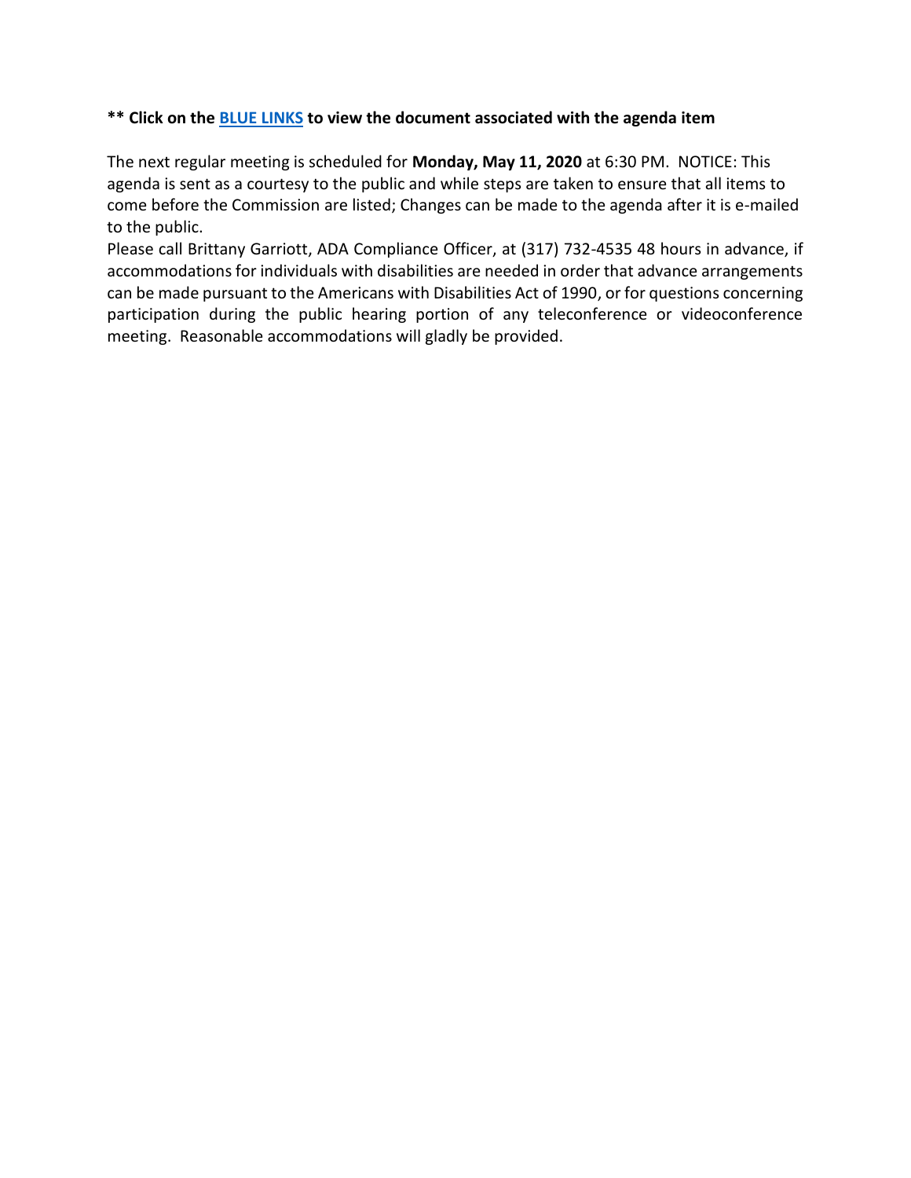**\*\* Click on the BLUE LINKS to view the document associated with the agenda item**

The next regular meeting is scheduled for **Monday, May 11, 2020** at 6:30 PM. NOTICE: This agenda is sent as a courtesy to the public and while steps are taken to ensure that all items to come before the Commission are listed; Changes can be made to the agenda after it is e-mailed to the public.

Please call Brittany Garriott, ADA Compliance Officer, at (317) 732-4535 48 hours in advance, if accommodations for individuals with disabilities are needed in order that advance arrangements can be made pursuant to the Americans with Disabilities Act of 1990, or for questions concerning participation during the public hearing portion of any teleconference or videoconference meeting. Reasonable accommodations will gladly be provided.